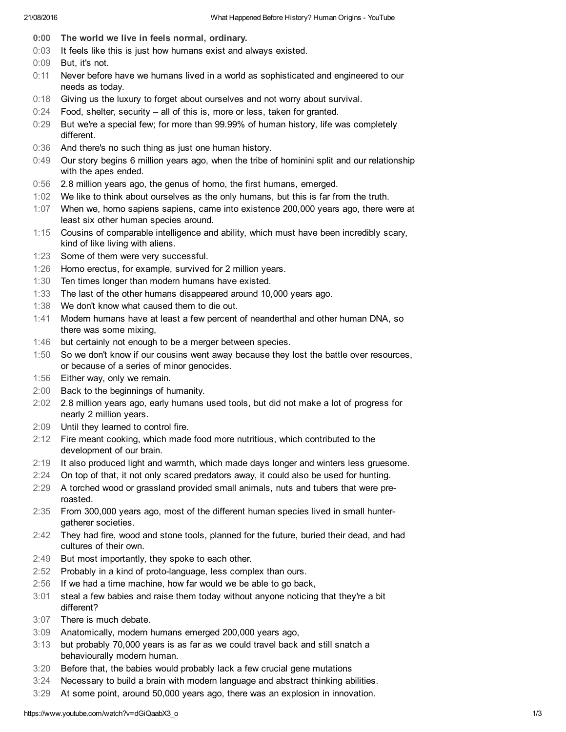**0:00** **The world we live in feels normal, ordinary.**
0:03 It feels like this is just how humans exist and always existed.
0:09 But, it's not.
0:11 Never before have we humans lived in a world as sophisticated and engineered to our needs as today.
0:18 Giving us the luxury to forget about ourselves and not worry about survival.
0:24 Food, shelter, security – all of this is, more or less, taken for granted.
0:29 But we're a special few; for more than 99.99% of human history, life was completely different.
0:36 And there's no such thing as just one human history.
0:49 Our story begins 6 million years ago, when the tribe of hominini split and our relationship with the apes ended.
0:56 2.8 million years ago, the genus of homo, the first humans, emerged.
1:02 We like to think about ourselves as the only humans, but this is far from the truth.
1:07 When we, homo sapiens sapiens, came into existence 200,000 years ago, there were at least six other human species around.
1:15 Cousins of comparable intelligence and ability, which must have been incredibly scary, kind of like living with aliens.
1:23 Some of them were very successful.
1:26 Homo erectus, for example, survived for 2 million years.
1:30 Ten times longer than modern humans have existed.
1:33 The last of the other humans disappeared around 10,000 years ago.
1:38 We don't know what caused them to die out.
1:41 Modern humans have at least a few percent of neanderthal and other human DNA, so there was some mixing,
1:46 but certainly not enough to be a merger between species.
1:50 So we don't know if our cousins went away because they lost the battle over resources, or because of a series of minor genocides.
1:56 Either way, only we remain.
2:00 Back to the beginnings of humanity.
2:02 2.8 million years ago, early humans used tools, but did not make a lot of progress for nearly 2 million years.
2:09 Until they learned to control fire.
2:12 Fire meant cooking, which made food more nutritious, which contributed to the development of our brain.
2:19 It also produced light and warmth, which made days longer and winters less gruesome.
2:24 On top of that, it not only scared predators away, it could also be used for hunting.
2:29 A torched wood or grassland provided small animals, nuts and tubers that were pre-roasted.
2:35 From 300,000 years ago, most of the different human species lived in small hunter-gatherer societies.
2:42 They had fire, wood and stone tools, planned for the future, buried their dead, and had cultures of their own.
2:49 But most importantly, they spoke to each other.
2:52 Probably in a kind of proto-language, less complex than ours.
2:56 If we had a time machine, how far would we be able to go back,
3:01 steal a few babies and raise them today without anyone noticing that they're a bit different?
3:07 There is much debate.
3:09 Anatomically, modern humans emerged 200,000 years ago,
3:13 but probably 70,000 years is as far as we could travel back and still snatch a behaviourally modern human.
3:20 Before that, the babies would probably lack a few crucial gene mutations
3:24 Necessary to build a brain with modern language and abstract thinking abilities.
3:29 At some point, around 50,000 years ago, there was an explosion in innovation.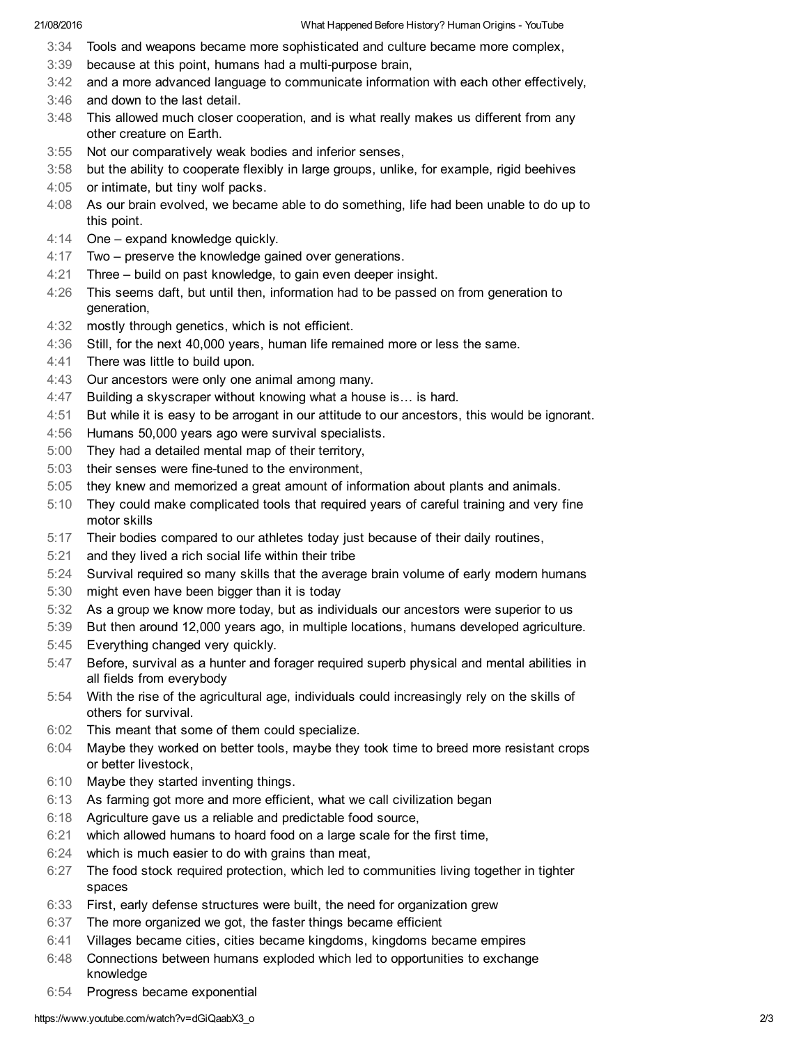3:34 Tools and weapons became more sophisticated and culture became more complex,
3:39 because at this point, humans had a multi-purpose brain,
3:42 and a more advanced language to communicate information with each other effectively,
3:46 and down to the last detail.
3:48 This allowed much closer cooperation, and is what really makes us different from any other creature on Earth.
3:55 Not our comparatively weak bodies and inferior senses,
3:58 but the ability to cooperate flexibly in large groups, unlike, for example, rigid beehives
4:05 or intimate, but tiny wolf packs.
4:08 As our brain evolved, we became able to do something, life had been unable to do up to this point.
4:14 One – expand knowledge quickly.
4:17 Two – preserve the knowledge gained over generations.
4:21 Three – build on past knowledge, to gain even deeper insight.
4:26 This seems daft, but until then, information had to be passed on from generation to generation,
4:32 mostly through genetics, which is not efficient.
4:36 Still, for the next 40,000 years, human life remained more or less the same.
4:41 There was little to build upon.
4:43 Our ancestors were only one animal among many.
4:47 Building a skyscraper without knowing what a house is… is hard.
4:51 But while it is easy to be arrogant in our attitude to our ancestors, this would be ignorant.
4:56 Humans 50,000 years ago were survival specialists.
5:00 They had a detailed mental map of their territory,
5:03 their senses were fine-tuned to the environment,
5:05 they knew and memorized a great amount of information about plants and animals.
5:10 They could make complicated tools that required years of careful training and very fine motor skills
5:17 Their bodies compared to our athletes today just because of their daily routines,
5:21 and they lived a rich social life within their tribe
5:24 Survival required so many skills that the average brain volume of early modern humans
5:30 might even have been bigger than it is today
5:32 As a group we know more today, but as individuals our ancestors were superior to us
5:39 But then around 12,000 years ago, in multiple locations, humans developed agriculture.
5:45 Everything changed very quickly.
5:47 Before, survival as a hunter and forager required superb physical and mental abilities in all fields from everybody
5:54 With the rise of the agricultural age, individuals could increasingly rely on the skills of others for survival.
6:02 This meant that some of them could specialize.
6:04 Maybe they worked on better tools, maybe they took time to breed more resistant crops or better livestock,
6:10 Maybe they started inventing things.
6:13 As farming got more and more efficient, what we call civilization began
6:18 Agriculture gave us a reliable and predictable food source,
6:21 which allowed humans to hoard food on a large scale for the first time,
6:24 which is much easier to do with grains than meat,
6:27 The food stock required protection, which led to communities living together in tighter spaces
6:33 First, early defense structures were built, the need for organization grew
6:37 The more organized we got, the faster things became efficient
6:41 Villages became cities, cities became kingdoms, kingdoms became empires
6:48 Connections between humans exploded which led to opportunities to exchange knowledge
6:54 Progress became exponential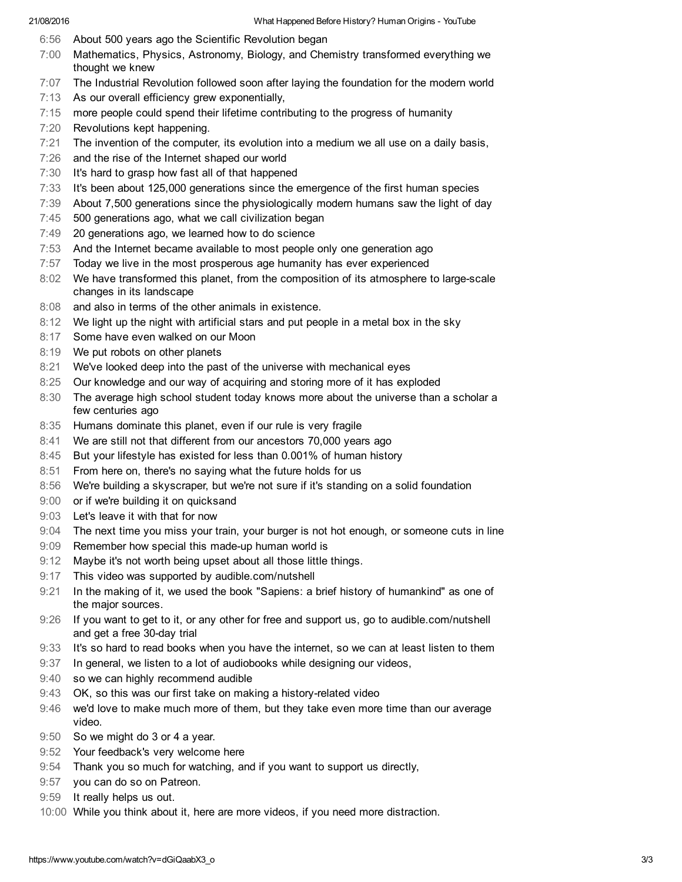6:56 About 500 years ago the Scientific Revolution began
7:00 Mathematics, Physics, Astronomy, Biology, and Chemistry transformed everything we thought we knew
7:07 The Industrial Revolution followed soon after laying the foundation for the modern world
7:13 As our overall efficiency grew exponentially,
7:15 more people could spend their lifetime contributing to the progress of humanity
7:20 Revolutions kept happening.
7:21 The invention of the computer, its evolution into a medium we all use on a daily basis,
7:26 and the rise of the Internet shaped our world
7:30 It's hard to grasp how fast all of that happened
7:33 It's been about 125,000 generations since the emergence of the first human species
7:39 About 7,500 generations since the physiologically modern humans saw the light of day
7:45 500 generations ago, what we call civilization began
7:49 20 generations ago, we learned how to do science
7:53 And the Internet became available to most people only one generation ago
7:57 Today we live in the most prosperous age humanity has ever experienced
8:02 We have transformed this planet, from the composition of its atmosphere to large-scale changes in its landscape
8:08 and also in terms of the other animals in existence.
8:12 We light up the night with artificial stars and put people in a metal box in the sky
8:17 Some have even walked on our Moon
8:19 We put robots on other planets
8:21 We've looked deep into the past of the universe with mechanical eyes
8:25 Our knowledge and our way of acquiring and storing more of it has exploded
8:30 The average high school student today knows more about the universe than a scholar a few centuries ago
8:35 Humans dominate this planet, even if our rule is very fragile
8:41 We are still not that different from our ancestors 70,000 years ago
8:45 But your lifestyle has existed for less than 0.001% of human history
8:51 From here on, there's no saying what the future holds for us
8:56 We're building a skyscraper, but we're not sure if it's standing on a solid foundation
9:00 or if we're building it on quicksand
9:03 Let's leave it with that for now
9:04 The next time you miss your train, your burger is not hot enough, or someone cuts in line
9:09 Remember how special this made-up human world is
9:12 Maybe it's not worth being upset about all those little things.
9:17 This video was supported by audible.com/nutshell
9:21 In the making of it, we used the book "Sapiens: a brief history of humankind" as one of the major sources.
9:26 If you want to get to it, or any other for free and support us, go to audible.com/nutshell and get a free 30-day trial
9:33 It's so hard to read books when you have the internet, so we can at least listen to them
9:37 In general, we listen to a lot of audiobooks while designing our videos,
9:40 so we can highly recommend audible
9:43 OK, so this was our first take on making a history-related video
9:46 we'd love to make much more of them, but they take even more time than our average video.
9:50 So we might do 3 or 4 a year.
9:52 Your feedback's very welcome here
9:54 Thank you so much for watching, and if you want to support us directly,
9:57 you can do so on Patreon.
9:59 It really helps us out.
10:00 While you think about it, here are more videos, if you need more distraction.